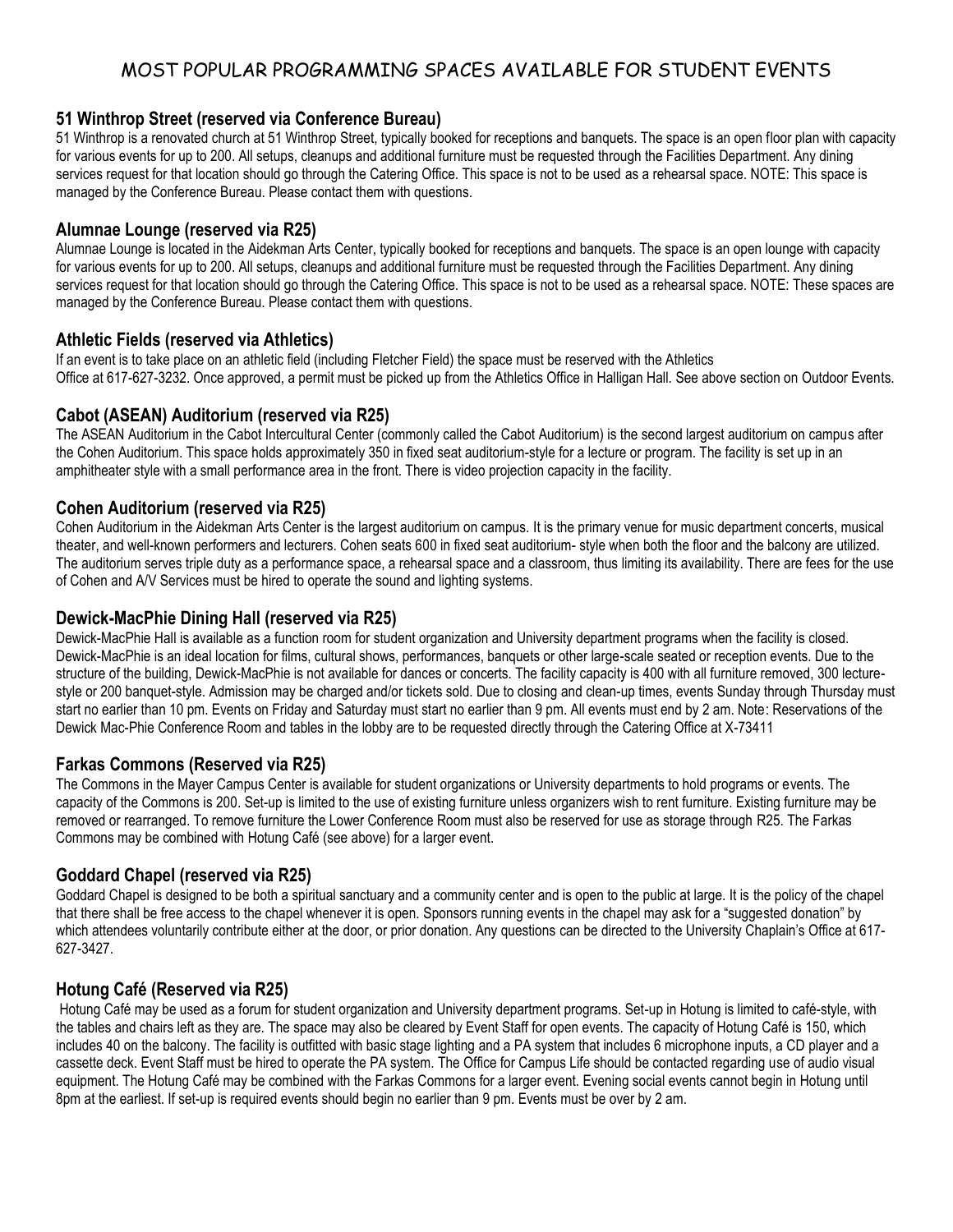# MOST POPULAR PROGRAMMING SPACES AVAILABLE FOR STUDENT EVENTS

## 51 Winthrop Street (reserved via Conference Bureau)

51 Winthrop is a renovated church at 51 Winthrop Street, typically booked for receptions and banquets. The space is an open floor plan with capacity for various events for up to 200. All setups, cleanups and additional furniture must be requested through the Facilities Department. Any dining services request for that location should go through the Catering Office. This space is not to be used as a rehearsal space. NOTE: This space is managed by the Conference Bureau. Please contact them with questions.

## Alumnae Lounge (reserved via R25)

Alumnae Lounge is located in the Aidekman Arts Center, typically booked for receptions and banquets. The space is an open lounge with capacity for various events for up to 200. All setups, cleanups and additional furniture must be requested through the Facilities Department. Any dining services request for that location should go through the Catering Office. This space is not to be used as a rehearsal space. NOTE: These spaces are managed by the Conference Bureau. Please contact them with questions.

## Athletic Fields (reserved via Athletics)

If an event is to take place on an athletic field (including Fletcher Field) the space must be reserved with the Athletics Office at 617-627-3232. Once approved, a permit must be picked up from the Athletics Office in Halligan Hall. See above section on Outdoor Events.

## Cabot (ASEAN) Auditorium (reserved via R25)

The ASEAN Auditorium in the Cabot Intercultural Center (commonly called the Cabot Auditorium) is the second largest auditorium on campus after the Cohen Auditorium. This space holds approximately 350 in fixed seat auditorium-style for a lecture or program. The facility is set up in an amphitheater style with a small performance area in the front. There is video projection capacity in the facility.

## Cohen Auditorium (reserved via R25)

Cohen Auditorium in the Aidekman Arts Center is the largest auditorium on campus. It is the primary venue for music department concerts, musical theater, and well-known performers and lecturers. Cohen seats 600 in fixed seat auditorium- style when both the floor and the balcony are utilized. The auditorium serves triple duty as a performance space, a rehearsal space and a classroom, thus limiting its availability. There are fees for the use of Cohen and A/V Services must be hired to operate the sound and lighting systems.

## Dewick-MacPhie Dining Hall (reserved via R25)

Dewick-MacPhie Hall is available as a function room for student organization and University department programs when the facility is closed. Dewick-MacPhie is an ideal location for films, cultural shows, performances, banquets or other large-scale seated or reception events. Due to the structure of the building, Dewick-MacPhie is not available for dances or concerts. The facility capacity is 400 with all furniture removed, 300 lecture-style or 200 banquet-style. Admission may be charged and/or tickets sold. Due to closing and clean-up times, events Sunday through Thursday must start no earlier than 10 pm. Events on Friday and Saturday must start no earlier than 9 pm. All events must end by 2 am. Note: Reservations of the Dewick Mac-Phie Conference Room and tables in the lobby are to be requested directly through the Catering Office at X-73411

## Farkas Commons (Reserved via R25)

The Commons in the Mayer Campus Center is available for student organizations or University departments to hold programs or events. The capacity of the Commons is 200. Set-up is limited to the use of existing furniture unless organizers wish to rent furniture. Existing furniture may be removed or rearranged. To remove furniture the Lower Conference Room must also be reserved for use as storage through R25. The Farkas Commons may be combined with Hotung Café (see above) for a larger event.

## Goddard Chapel (reserved via R25)

Goddard Chapel is designed to be both a spiritual sanctuary and a community center and is open to the public at large. It is the policy of the chapel that there shall be free access to the chapel whenever it is open. Sponsors running events in the chapel may ask for a "suggested donation" by which attendees voluntarily contribute either at the door, or prior donation. Any questions can be directed to the University Chaplain's Office at 617-627-3427.

## Hotung Café (Reserved via R25)

Hotung Café may be used as a forum for student organization and University department programs. Set-up in Hotung is limited to café-style, with the tables and chairs left as they are. The space may also be cleared by Event Staff for open events. The capacity of Hotung Café is 150, which includes 40 on the balcony. The facility is outfitted with basic stage lighting and a PA system that includes 6 microphone inputs, a CD player and a cassette deck. Event Staff must be hired to operate the PA system. The Office for Campus Life should be contacted regarding use of audio visual equipment. The Hotung Café may be combined with the Farkas Commons for a larger event. Evening social events cannot begin in Hotung until 8pm at the earliest. If set-up is required events should begin no earlier than 9 pm. Events must be over by 2 am.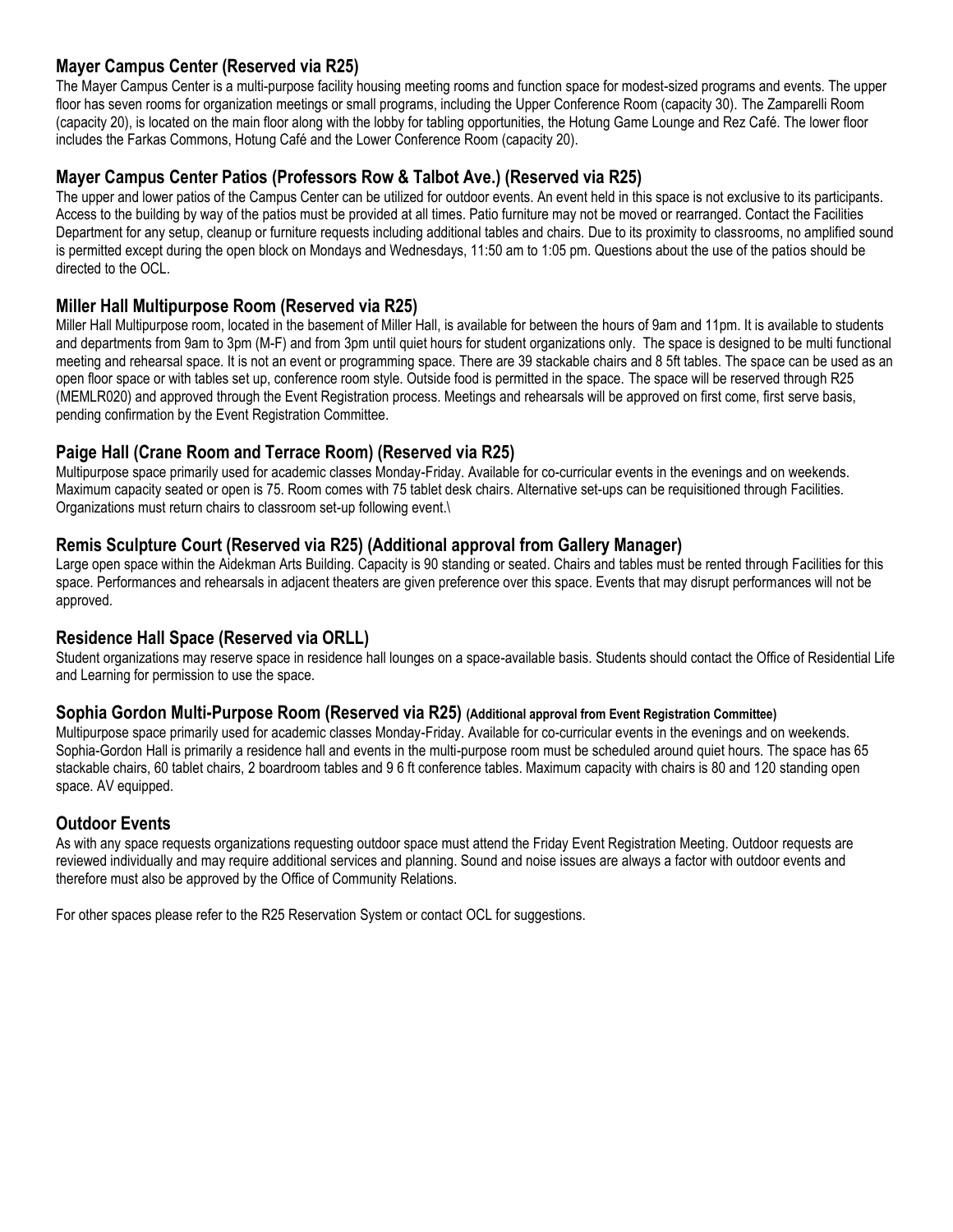### Mayer Campus Center (Reserved via R25)

The Mayer Campus Center is a multi-purpose facility housing meeting rooms and function space for modest-sized programs and events. The upper floor has seven rooms for organization meetings or small programs, including the Upper Conference Room (capacity 30). The Zamparelli Room (capacity 20), is located on the main floor along with the lobby for tabling opportunities, the Hotung Game Lounge and Rez Café. The lower floor includes the Farkas Commons, Hotung Café and the Lower Conference Room (capacity 20).

### Mayer Campus Center Patios (Professors Row & Talbot Ave.) (Reserved via R25)

The upper and lower patios of the Campus Center can be utilized for outdoor events. An event held in this space is not exclusive to its participants. Access to the building by way of the patios must be provided at all times. Patio furniture may not be moved or rearranged. Contact the Facilities Department for any setup, cleanup or furniture requests including additional tables and chairs. Due to its proximity to classrooms, no amplified sound is permitted except during the open block on Mondays and Wednesdays, 11:50 am to 1:05 pm. Questions about the use of the patios should be directed to the OCL.

### Miller Hall Multipurpose Room (Reserved via R25)

Miller Hall Multipurpose room, located in the basement of Miller Hall, is available for between the hours of 9am and 11pm. It is available to students and departments from 9am to 3pm (M-F) and from 3pm until quiet hours for student organizations only. The space is designed to be multi functional meeting and rehearsal space. It is not an event or programming space. There are 39 stackable chairs and 8 5ft tables. The space can be used as an open floor space or with tables set up, conference room style. Outside food is permitted in the space. The space will be reserved through R25 (MEMLR020) and approved through the Event Registration process. Meetings and rehearsals will be approved on first come, first serve basis, pending confirmation by the Event Registration Committee.

### Paige Hall (Crane Room and Terrace Room) (Reserved via R25)

Multipurpose space primarily used for academic classes Monday-Friday. Available for co-curricular events in the evenings and on weekends. Maximum capacity seated or open is 75. Room comes with 75 tablet desk chairs. Alternative set-ups can be requisitioned through Facilities. Organizations must return chairs to classroom set-up following event.\

### Remis Sculpture Court (Reserved via R25) (Additional approval from Gallery Manager)

Large open space within the Aidekman Arts Building. Capacity is 90 standing or seated. Chairs and tables must be rented through Facilities for this space. Performances and rehearsals in adjacent theaters are given preference over this space. Events that may disrupt performances will not be approved.

### Residence Hall Space (Reserved via ORLL)

Student organizations may reserve space in residence hall lounges on a space-available basis. Students should contact the Office of Residential Life and Learning for permission to use the space.

### Sophia Gordon Multi-Purpose Room (Reserved via R25) (Additional approval from Event Registration Committee)

Multipurpose space primarily used for academic classes Monday-Friday. Available for co-curricular events in the evenings and on weekends. Sophia-Gordon Hall is primarily a residence hall and events in the multi-purpose room must be scheduled around quiet hours. The space has 65 stackable chairs, 60 tablet chairs, 2 boardroom tables and 9 6 ft conference tables. Maximum capacity with chairs is 80 and 120 standing open space. AV equipped.

### Outdoor Events

As with any space requests organizations requesting outdoor space must attend the Friday Event Registration Meeting. Outdoor requests are reviewed individually and may require additional services and planning. Sound and noise issues are always a factor with outdoor events and therefore must also be approved by the Office of Community Relations.

For other spaces please refer to the R25 Reservation System or contact OCL for suggestions.